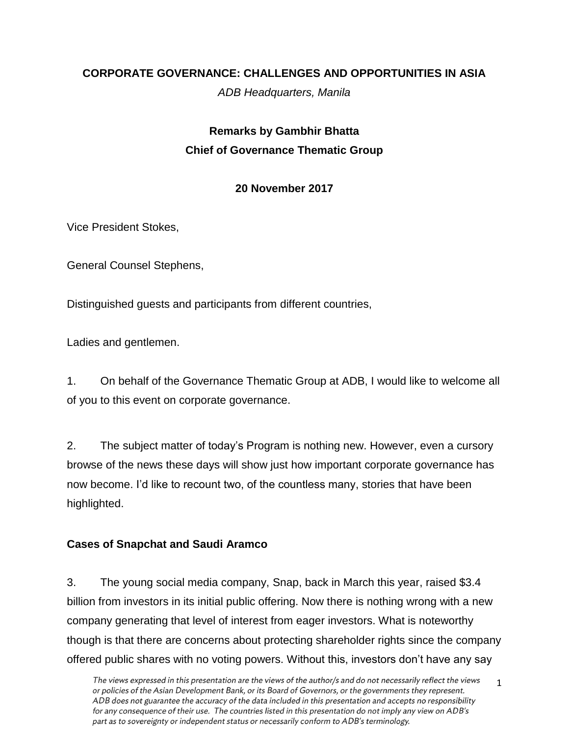**CORPORATE GOVERNANCE: CHALLENGES AND OPPORTUNITIES IN ASIA**

*ADB Headquarters, Manila*

**Remarks by Gambhir Bhatta**
**Chief of Governance Thematic Group**

**20 November 2017**

Vice President Stokes,

General Counsel Stephens,

Distinguished guests and participants from different countries,

Ladies and gentlemen.

1. On behalf of the Governance Thematic Group at ADB, I would like to welcome all of you to this event on corporate governance.

2. The subject matter of today's Program is nothing new. However, even a cursory browse of the news these days will show just how important corporate governance has now become. I'd like to recount two, of the countless many, stories that have been highlighted.

**Cases of Snapchat and Saudi Aramco**

3. The young social media company, Snap, back in March this year, raised $3.4 billion from investors in its initial public offering. Now there is nothing wrong with a new company generating that level of interest from eager investors. What is noteworthy though is that there are concerns about protecting shareholder rights since the company offered public shares with no voting powers. Without this, investors don't have any say

*The views expressed in this presentation are the views of the author/s and do not necessarily reflect the views or policies of the Asian Development Bank, or its Board of Governors, or the governments they represent. ADB does not guarantee the accuracy of the data included in this presentation and accepts no responsibility for any consequence of their use. The countries listed in this presentation do not imply any view on ADB's part as to sovereignty or independent status or necessarily conform to ADB's terminology.*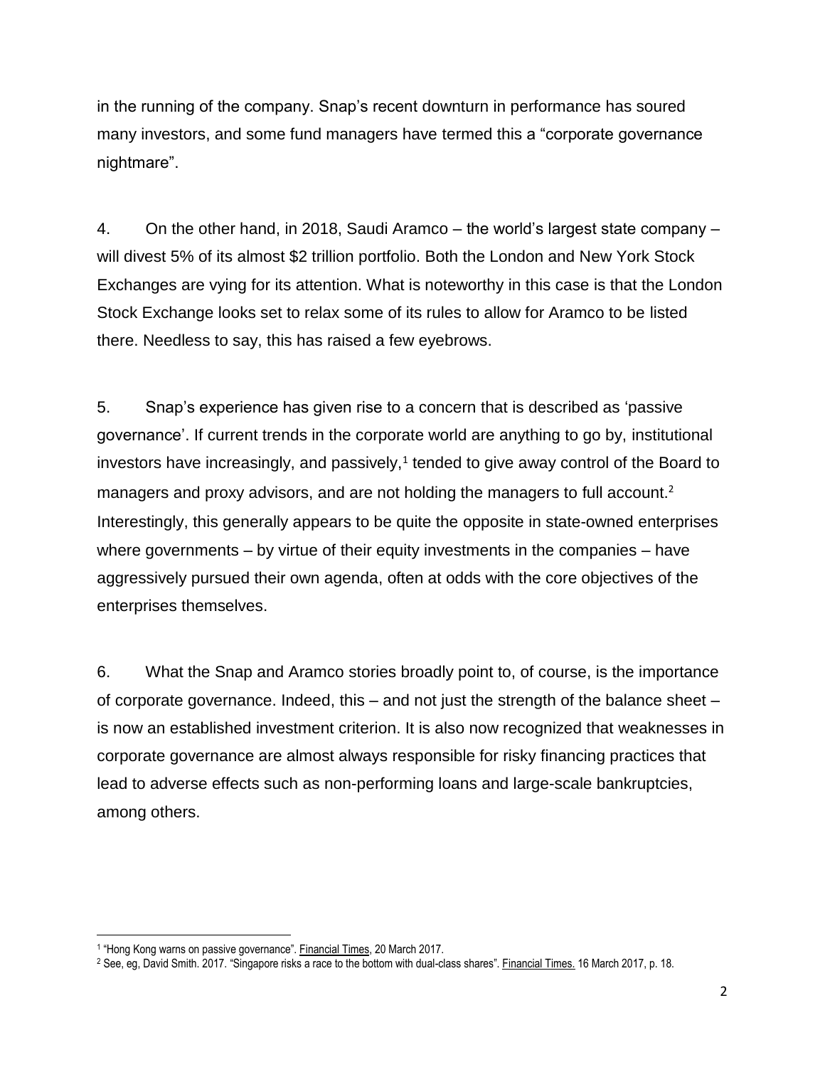in the running of the company. Snap's recent downturn in performance has soured many investors, and some fund managers have termed this a "corporate governance nightmare".

4. On the other hand, in 2018, Saudi Aramco – the world's largest state company – will divest 5% of its almost $2 trillion portfolio. Both the London and New York Stock Exchanges are vying for its attention. What is noteworthy in this case is that the London Stock Exchange looks set to relax some of its rules to allow for Aramco to be listed there. Needless to say, this has raised a few eyebrows.

5. Snap's experience has given rise to a concern that is described as 'passive governance'. If current trends in the corporate world are anything to go by, institutional investors have increasingly, and passively,[1] tended to give away control of the Board to managers and proxy advisors, and are not holding the managers to full account.[2] Interestingly, this generally appears to be quite the opposite in state-owned enterprises where governments – by virtue of their equity investments in the companies – have aggressively pursued their own agenda, often at odds with the core objectives of the enterprises themselves.

6. What the Snap and Aramco stories broadly point to, of course, is the importance of corporate governance. Indeed, this – and not just the strength of the balance sheet – is now an established investment criterion. It is also now recognized that weaknesses in corporate governance are almost always responsible for risky financing practices that lead to adverse effects such as non-performing loans and large-scale bankruptcies, among others.

---

[1] "Hong Kong warns on passive governance". Financial Times, 20 March 2017.

[2] See, eg, David Smith. 2017. "Singapore risks a race to the bottom with dual-class shares". Financial Times. 16 March 2017, p. 18.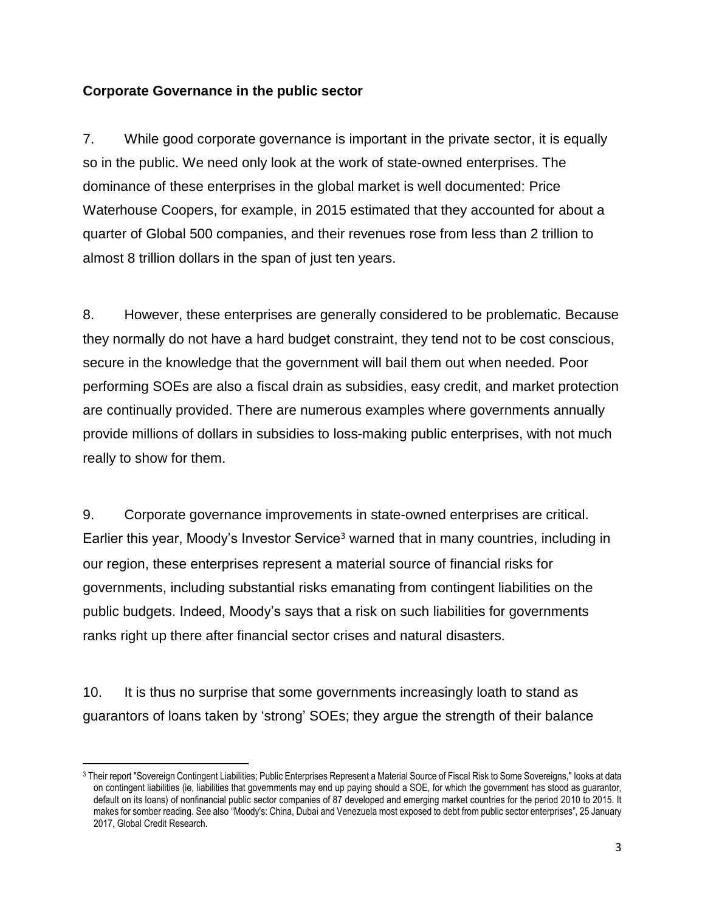**Corporate Governance in the public sector**

7. While good corporate governance is important in the private sector, it is equally so in the public. We need only look at the work of state-owned enterprises. The dominance of these enterprises in the global market is well documented: Price Waterhouse Coopers, for example, in 2015 estimated that they accounted for about a quarter of Global 500 companies, and their revenues rose from less than 2 trillion to almost 8 trillion dollars in the span of just ten years.

8. However, these enterprises are generally considered to be problematic. Because they normally do not have a hard budget constraint, they tend not to be cost conscious, secure in the knowledge that the government will bail them out when needed. Poor performing SOEs are also a fiscal drain as subsidies, easy credit, and market protection are continually provided. There are numerous examples where governments annually provide millions of dollars in subsidies to loss-making public enterprises, with not much really to show for them.

9. Corporate governance improvements in state-owned enterprises are critical. Earlier this year, Moody's Investor Service[3] warned that in many countries, including in our region, these enterprises represent a material source of financial risks for governments, including substantial risks emanating from contingent liabilities on the public budgets. Indeed, Moody's says that a risk on such liabilities for governments ranks right up there after financial sector crises and natural disasters.

10. It is thus no surprise that some governments increasingly loath to stand as guarantors of loans taken by 'strong' SOEs; they argue the strength of their balance

---

[3] Their report "Sovereign Contingent Liabilities; Public Enterprises Represent a Material Source of Fiscal Risk to Some Sovereigns," looks at data on contingent liabilities (ie, liabilities that governments may end up paying should a SOE, for which the government has stood as guarantor, default on its loans) of nonfinancial public sector companies of 87 developed and emerging market countries for the period 2010 to 2015. It makes for somber reading. See also "Moody's: China, Dubai and Venezuela most exposed to debt from public sector enterprises", 25 January 2017, Global Credit Research.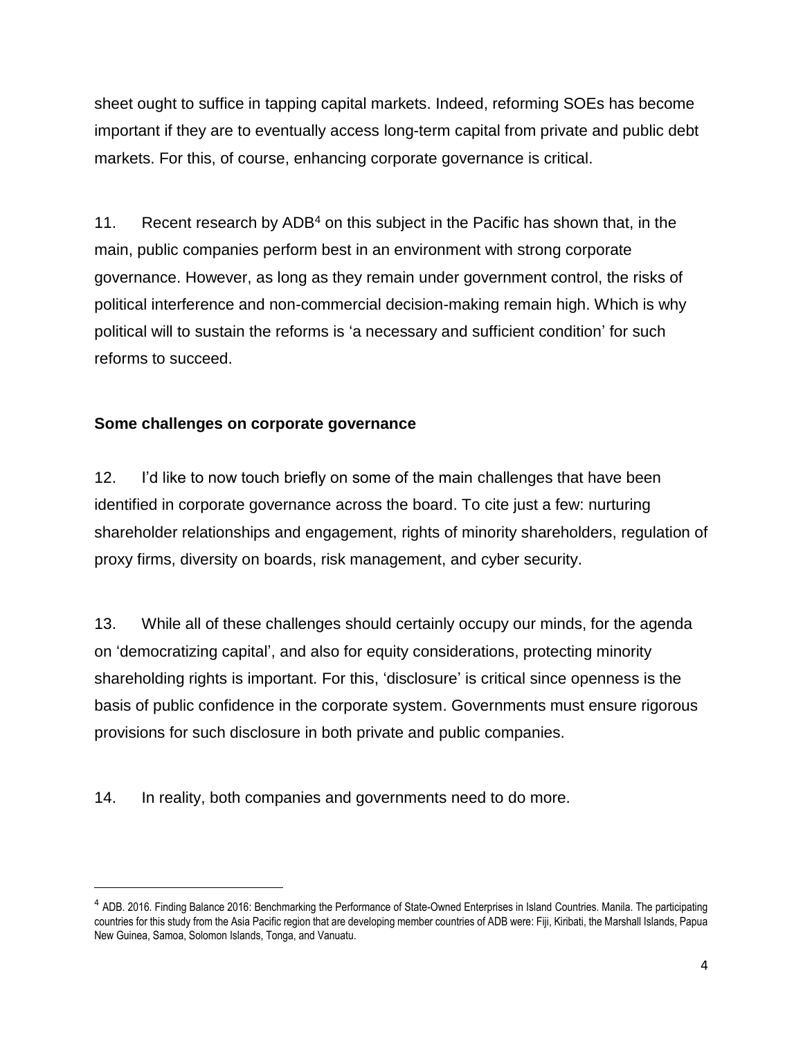sheet ought to suffice in tapping capital markets. Indeed, reforming SOEs has become important if they are to eventually access long-term capital from private and public debt markets. For this, of course, enhancing corporate governance is critical.

11. Recent research by ADB[4] on this subject in the Pacific has shown that, in the main, public companies perform best in an environment with strong corporate governance. However, as long as they remain under government control, the risks of political interference and non-commercial decision-making remain high. Which is why political will to sustain the reforms is 'a necessary and sufficient condition' for such reforms to succeed.

**Some challenges on corporate governance**

12. I'd like to now touch briefly on some of the main challenges that have been identified in corporate governance across the board. To cite just a few: nurturing shareholder relationships and engagement, rights of minority shareholders, regulation of proxy firms, diversity on boards, risk management, and cyber security.

13. While all of these challenges should certainly occupy our minds, for the agenda on 'democratizing capital', and also for equity considerations, protecting minority shareholding rights is important. For this, 'disclosure' is critical since openness is the basis of public confidence in the corporate system. Governments must ensure rigorous provisions for such disclosure in both private and public companies.

14. In reality, both companies and governments need to do more.

---

[4] ADB. 2016. Finding Balance 2016: Benchmarking the Performance of State-Owned Enterprises in Island Countries. Manila. The participating countries for this study from the Asia Pacific region that are developing member countries of ADB were: Fiji, Kiribati, the Marshall Islands, Papua New Guinea, Samoa, Solomon Islands, Tonga, and Vanuatu.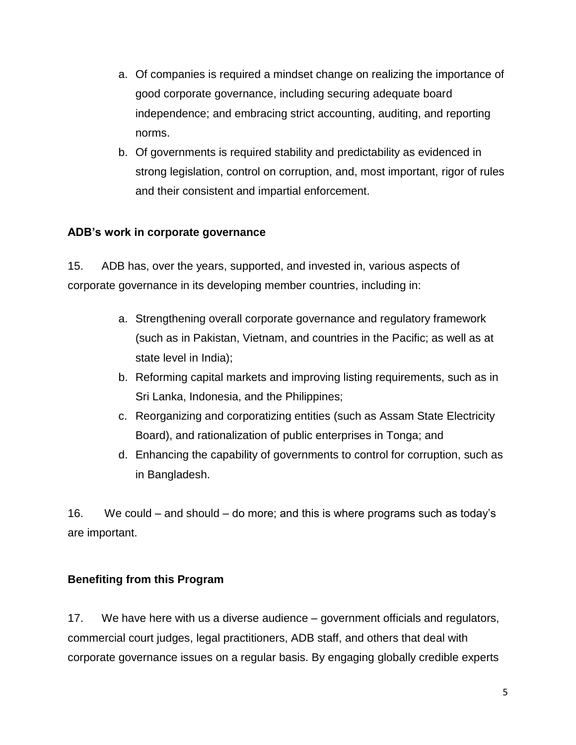a. Of companies is required a mindset change on realizing the importance of good corporate governance, including securing adequate board independence; and embracing strict accounting, auditing, and reporting norms.
b. Of governments is required stability and predictability as evidenced in strong legislation, control on corruption, and, most important, rigor of rules and their consistent and impartial enforcement.

**ADB's work in corporate governance**

15. ADB has, over the years, supported, and invested in, various aspects of corporate governance in its developing member countries, including in:

a. Strengthening overall corporate governance and regulatory framework (such as in Pakistan, Vietnam, and countries in the Pacific; as well as at state level in India);
b. Reforming capital markets and improving listing requirements, such as in Sri Lanka, Indonesia, and the Philippines;
c. Reorganizing and corporatizing entities (such as Assam State Electricity Board), and rationalization of public enterprises in Tonga; and
d. Enhancing the capability of governments to control for corruption, such as in Bangladesh.

16. We could – and should – do more; and this is where programs such as today's are important.

**Benefiting from this Program**

17. We have here with us a diverse audience – government officials and regulators, commercial court judges, legal practitioners, ADB staff, and others that deal with corporate governance issues on a regular basis. By engaging globally credible experts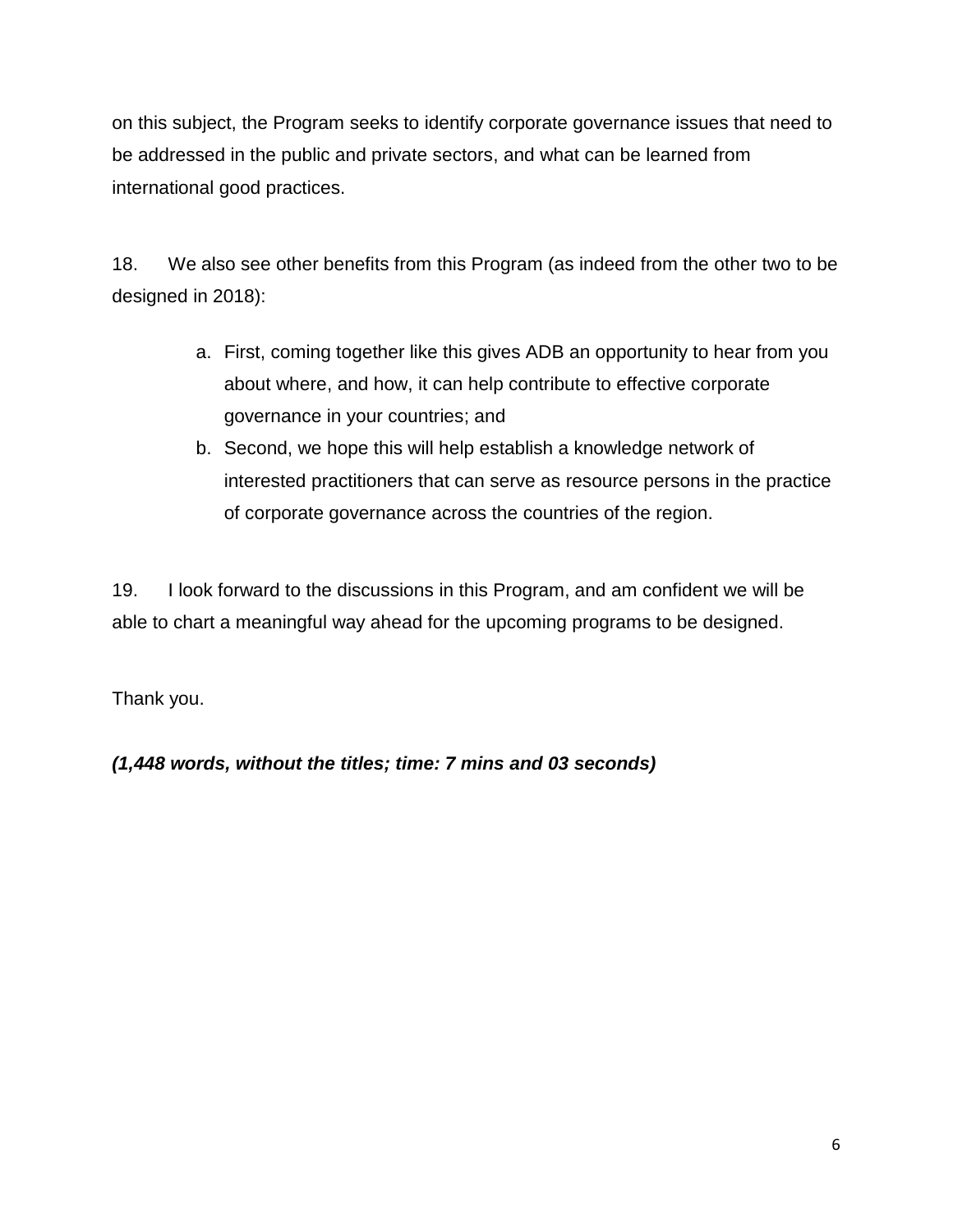on this subject, the Program seeks to identify corporate governance issues that need to be addressed in the public and private sectors, and what can be learned from international good practices.

18. We also see other benefits from this Program (as indeed from the other two to be designed in 2018):

a. First, coming together like this gives ADB an opportunity to hear from you about where, and how, it can help contribute to effective corporate governance in your countries; and
b. Second, we hope this will help establish a knowledge network of interested practitioners that can serve as resource persons in the practice of corporate governance across the countries of the region.

19. I look forward to the discussions in this Program, and am confident we will be able to chart a meaningful way ahead for the upcoming programs to be designed.

Thank you.

***(1,448 words, without the titles; time: 7 mins and 03 seconds)***